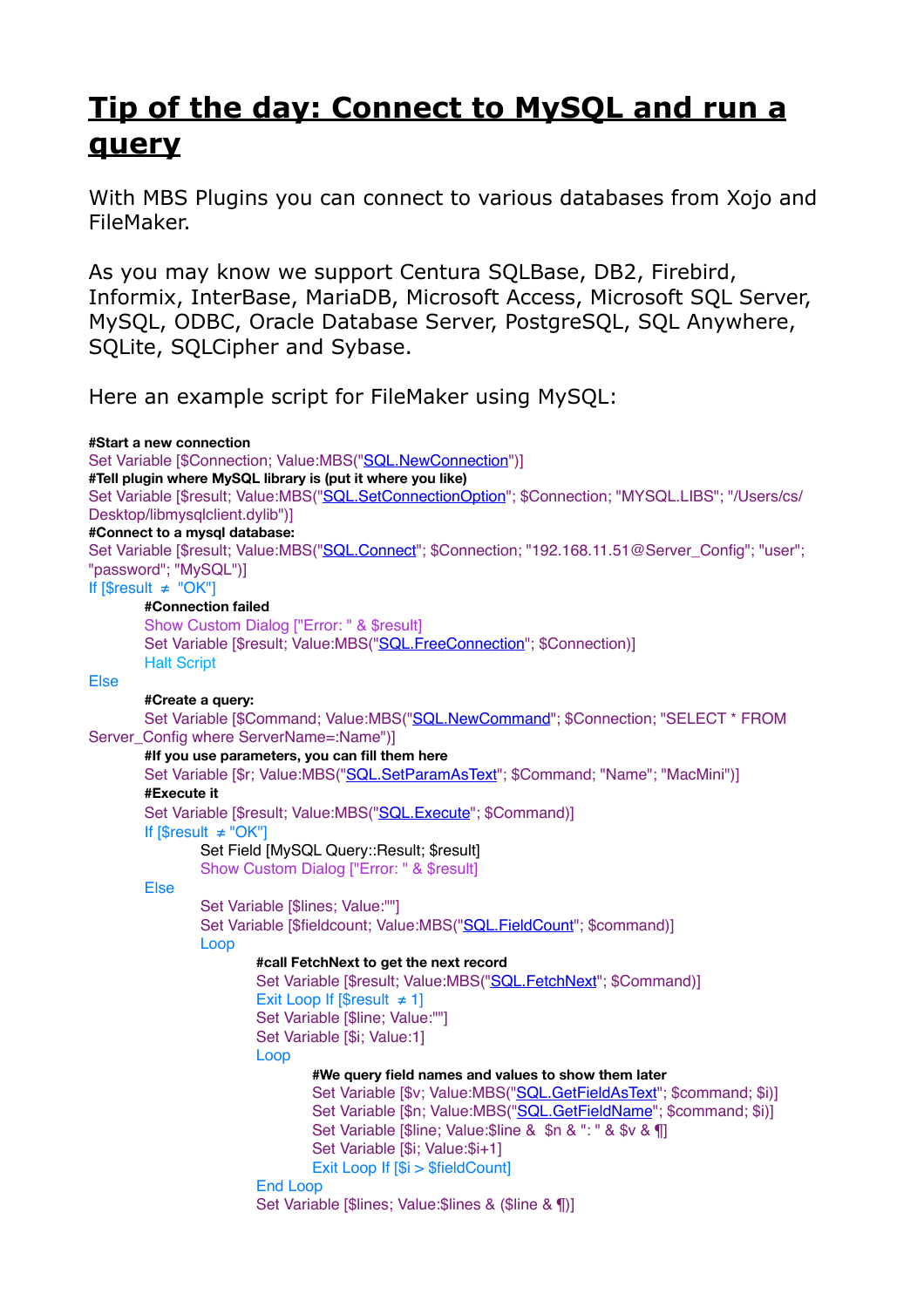# Tip of the day: Connect to MySQL and run a query

With MBS Plugins you can connect to various databases from Xojo and FileMaker.

As you may know we support Centura SQLBase, DB2, Firebird, Informix, InterBase, MariaDB, Microsoft Access, Microsoft SQL Server, MySQL, ODBC, Oracle Database Server, PostgreSQL, SQL Anywhere, SQLite, SQLCipher and Sybase.

Here an example script for FileMaker using MySQL:

```
#Start a new connection
Set Variable [$Connection; Value:MBS("SQL.NewConnection")]
#Tell plugin where MySQL library is (put it where you like)
Set Variable [$result; Value:MBS("SQL.SetConnectionOption"; $Connection; "MYSQL.LIBS"; "/Users/cs/Desktop/libmysqlclient.dylib")]
#Connect to a mysql database:
Set Variable [$result; Value:MBS("SQL.Connect"; $Connection; "192.168.11.51@Server_Config"; "user"; "password"; "MySQL")]
If [$result ≠ "OK"]
	#Connection failed
	Show Custom Dialog ["Error: " & $result]
	Set Variable [$result; Value:MBS("SQL.FreeConnection"; $Connection)]
	Halt Script
Else
	#Create a query:
	Set Variable [$Command; Value:MBS("SQL.NewCommand"; $Connection; "SELECT * FROM Server_Config where ServerName=:Name")]
	#If you use parameters, you can fill them here
	Set Variable [$r; Value:MBS("SQL.SetParamAsText"; $Command; "Name"; "MacMini")]
	#Execute it
	Set Variable [$result; Value:MBS("SQL.Execute"; $Command)]
	If [$result ≠ "OK"]
		Set Field [MySQL Query::Result; $result]
		Show Custom Dialog ["Error: " & $result]
	Else
		Set Variable [$lines; Value:""]
		Set Variable [$fieldcount; Value:MBS("SQL.FieldCount"; $command)]
		Loop
			#call FetchNext to get the next record
			Set Variable [$result; Value:MBS("SQL.FetchNext"; $Command)]
			Exit Loop If [$result ≠ 1]
			Set Variable [$line; Value:""]
			Set Variable [$i; Value:1]
			Loop
				#We query field names and values to show them later
				Set Variable [$v; Value:MBS("SQL.GetFieldAsText"; $command; $i)]
				Set Variable [$n; Value:MBS("SQL.GetFieldName"; $command; $i)]
				Set Variable [$line; Value:$line & $n & ": " & $v & ¶]
				Set Variable [$i; Value:$i+1]
				Exit Loop If [$i > $fieldCount]
			End Loop
			Set Variable [$lines; Value:$lines & ($line & ¶)]
```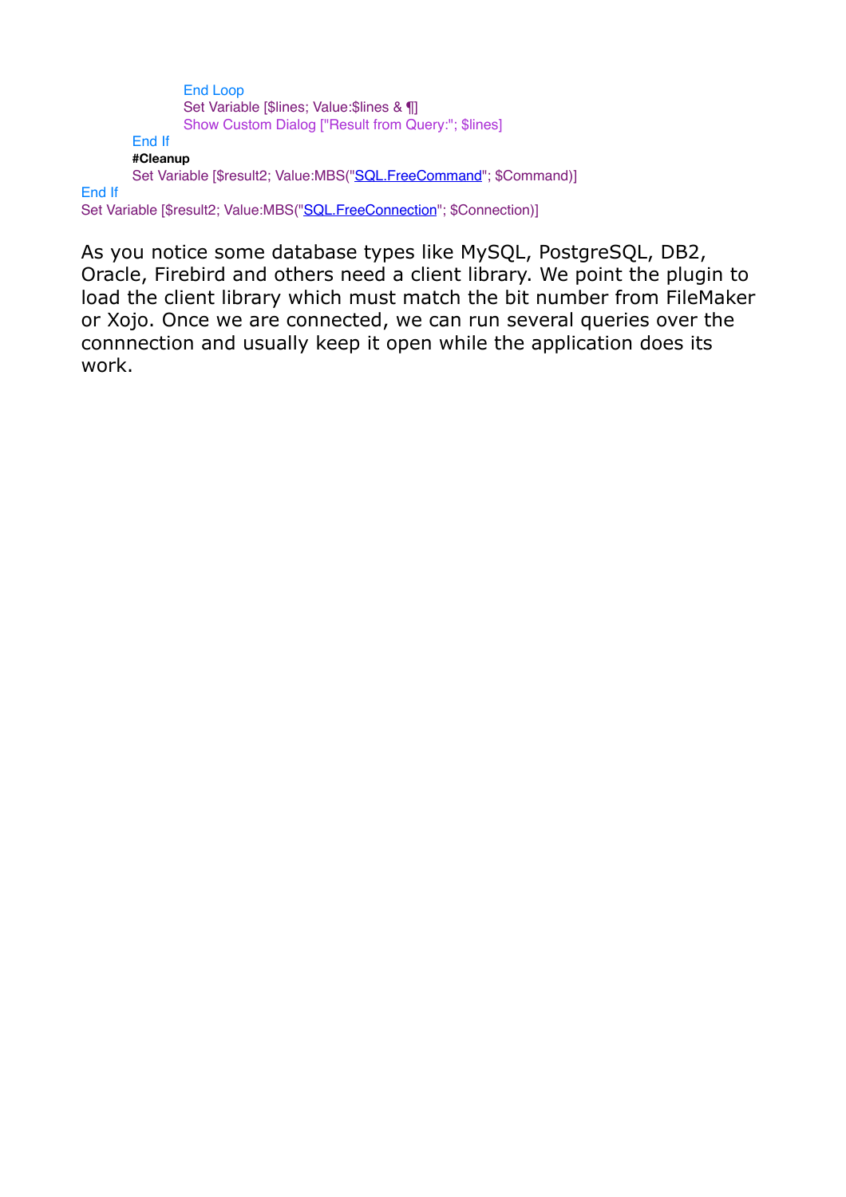```
			End Loop
			Set Variable [$lines; Value:$lines & ¶]
			Show Custom Dialog ["Result from Query:"; $lines]
		End If
		#Cleanup
		Set Variable [$result2; Value:MBS("SQL.FreeCommand"; $Command)]
	End If
	Set Variable [$result2; Value:MBS("SQL.FreeConnection"; $Connection)]
```

As you notice some database types like MySQL, PostgreSQL, DB2, Oracle, Firebird and others need a client library. We point the plugin to load the client library which must match the bit number from FileMaker or Xojo. Once we are connected, we can run several queries over the connnection and usually keep it open while the application does its work.